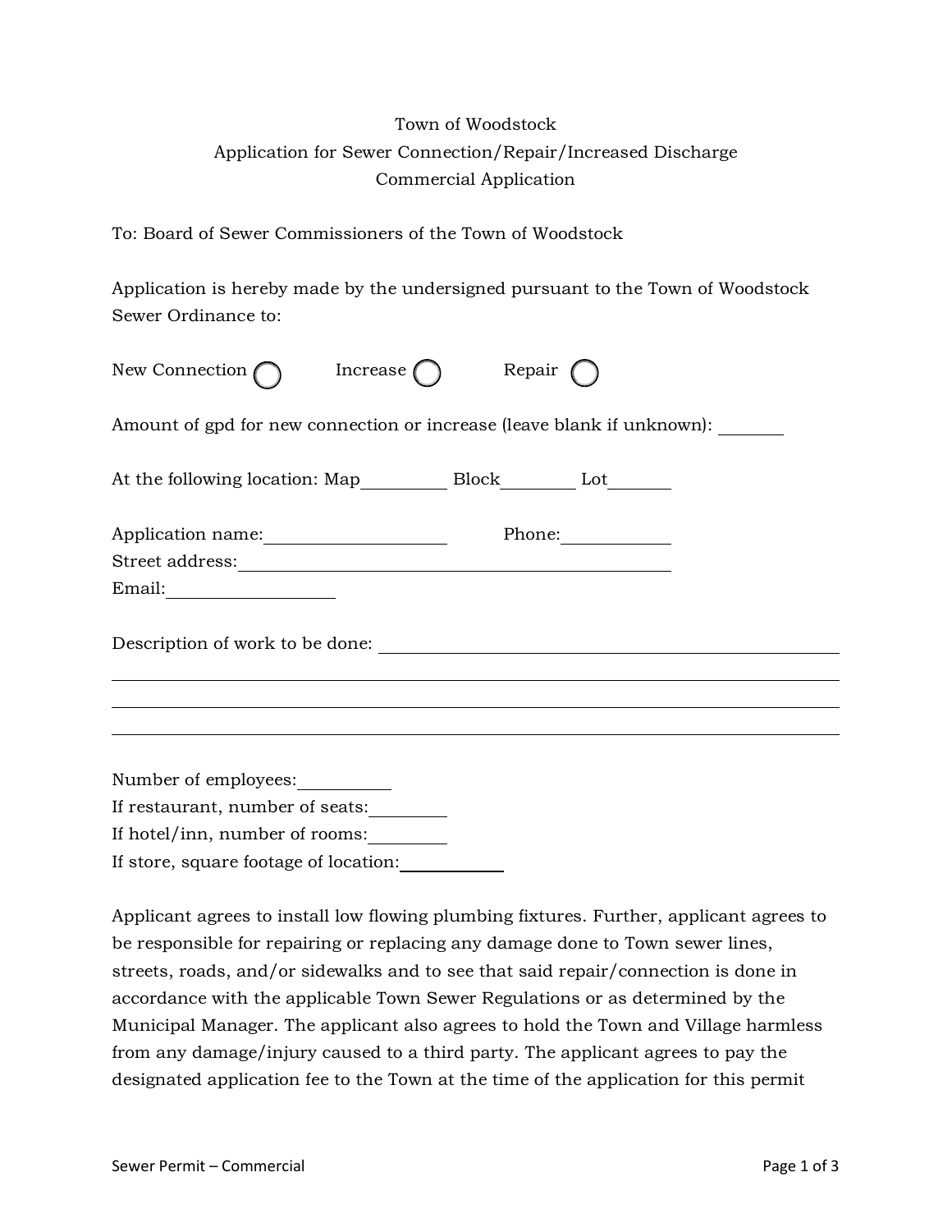# Town of Woodstock
## Application for Sewer Connection/Repair/Increased Discharge
## Commercial Application

To: Board of Sewer Commissioners of the Town of Woodstock

Application is hereby made by the undersigned pursuant to the Town of Woodstock Sewer Ordinance to:

New Connection ◯ Increase ◯ Repair ◯

Amount of gpd for new connection or increase (leave blank if unknown): _______

At the following location: Map_________ Block________ Lot_______

Application name:___________________ Phone:____________

Street address:______________________________________________

Email:_________________

Description of work to be done: ______________________________________________

______________________________________________________________________________

______________________________________________________________________________

______________________________________________________________________________

Number of employees:__________

If restaurant, number of seats:________

If hotel/inn, number of rooms:________

If store, square footage of location:___________

Applicant agrees to install low flowing plumbing fixtures. Further, applicant agrees to be responsible for repairing or replacing any damage done to Town sewer lines, streets, roads, and/or sidewalks and to see that said repair/connection is done in accordance with the applicable Town Sewer Regulations or as determined by the Municipal Manager. The applicant also agrees to hold the Town and Village harmless from any damage/injury caused to a third party. The applicant agrees to pay the designated application fee to the Town at the time of the application for this permit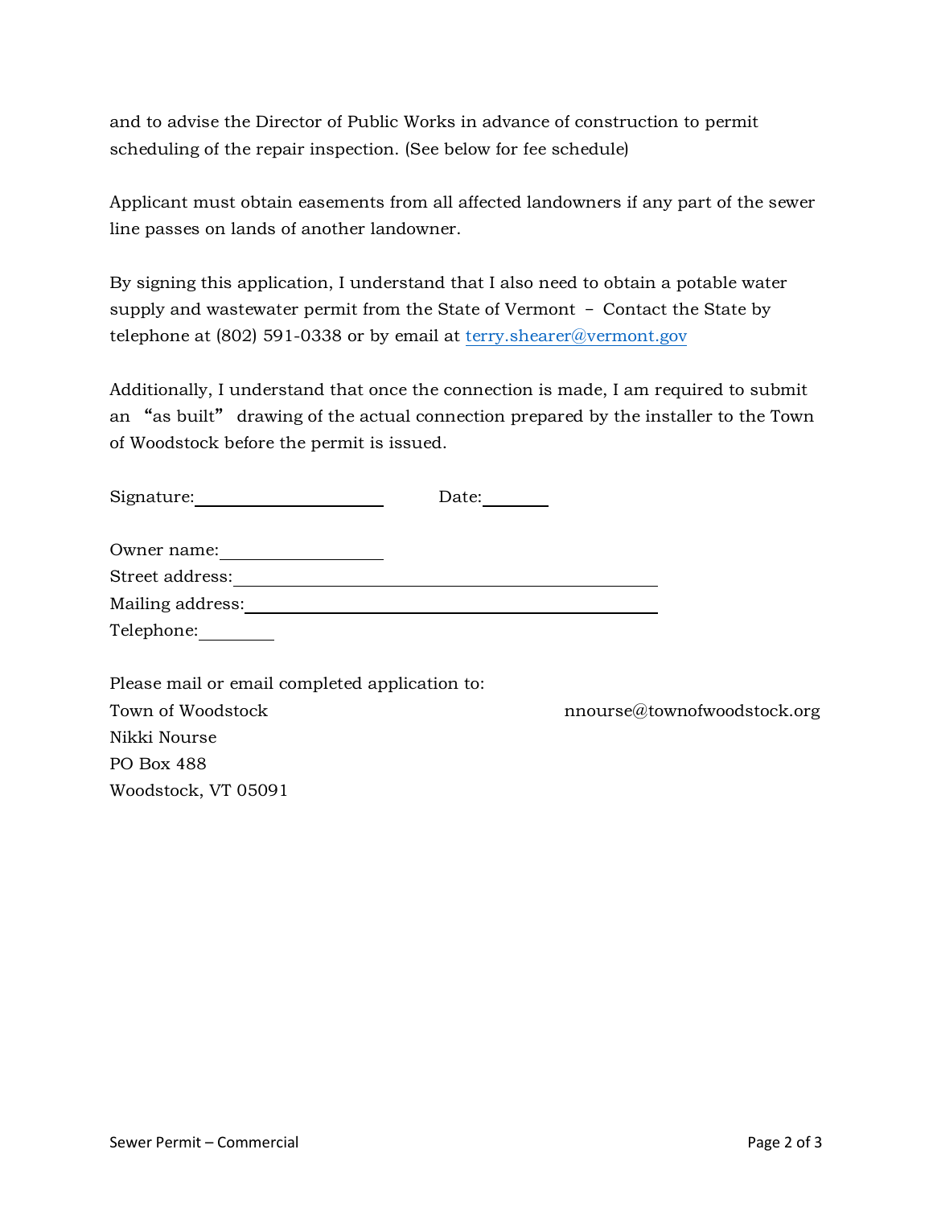and to advise the Director of Public Works in advance of construction to permit scheduling of the repair inspection. (See below for fee schedule)

Applicant must obtain easements from all affected landowners if any part of the sewer line passes on lands of another landowner.

By signing this application, I understand that I also need to obtain a potable water supply and wastewater permit from the State of Vermont – Contact the State by telephone at (802) 591-0338 or by email at terry.shearer@vermont.gov

Additionally, I understand that once the connection is made, I am required to submit an "as built" drawing of the actual connection prepared by the installer to the Town of Woodstock before the permit is issued.

Signature:____________________ Date:_______

Owner name:_________________

Street address:_____________________________________________

Mailing address:____________________________________________

Telephone:________

Please mail or email completed application to:

Town of Woodstock
Nikki Nourse
PO Box 488
Woodstock, VT 05091

nnourse@townofwoodstock.org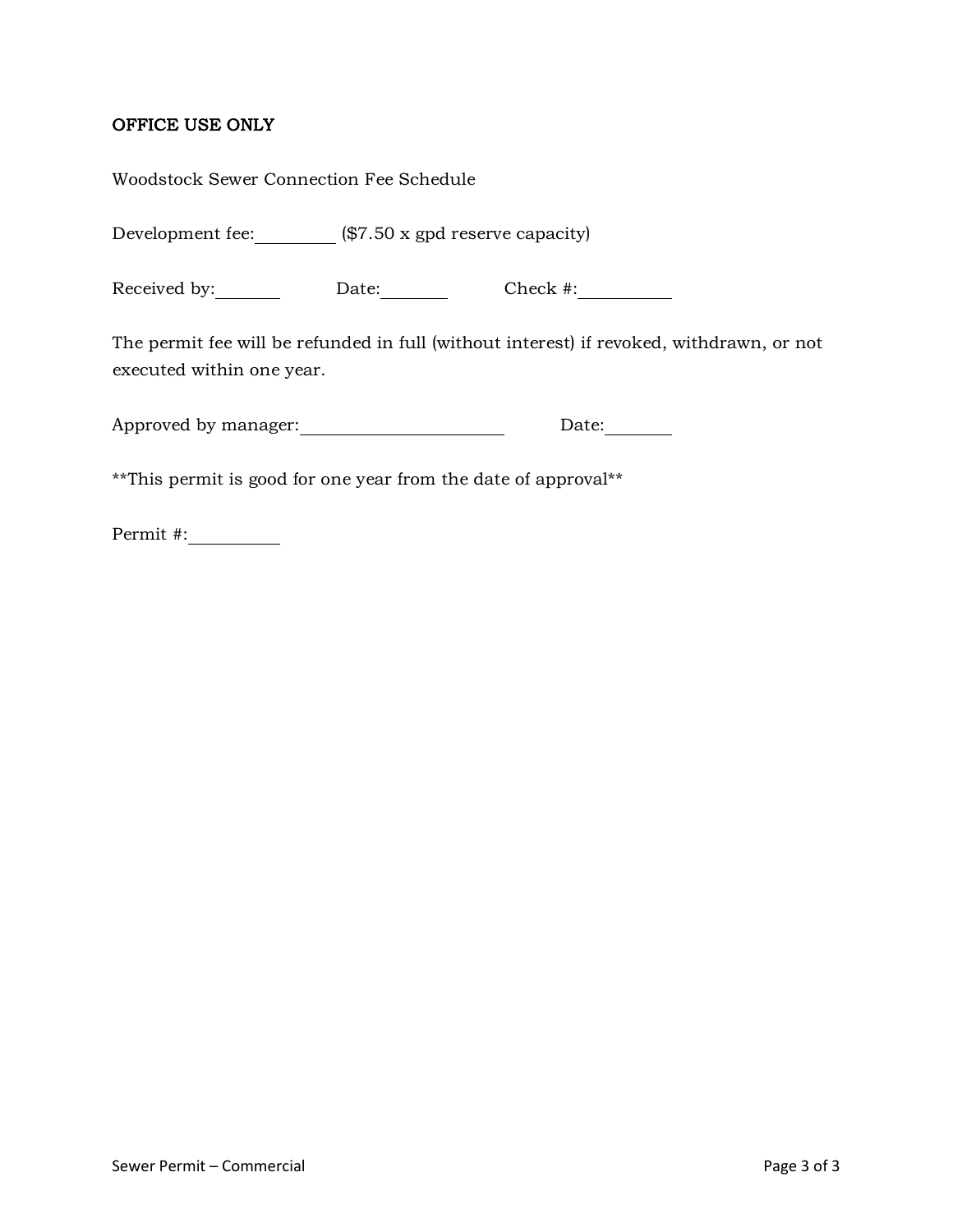**OFFICE USE ONLY**

Woodstock Sewer Connection Fee Schedule

Development fee:\_\_\_\_\_\_\_\_\_ ($7.50 x gpd reserve capacity)

Received by:\_\_\_\_\_\_\_ Date:\_\_\_\_\_\_\_ Check #:\_\_\_\_\_\_\_\_\_\_

The permit fee will be refunded in full (without interest) if revoked, withdrawn, or not executed within one year.

Approved by manager:\_\_\_\_\_\_\_\_\_\_\_\_\_\_\_\_\_\_\_\_\_\_ Date:\_\_\_\_\_\_\_

**This permit is good for one year from the date of approval**

Permit #:\_\_\_\_\_\_\_\_\_\_